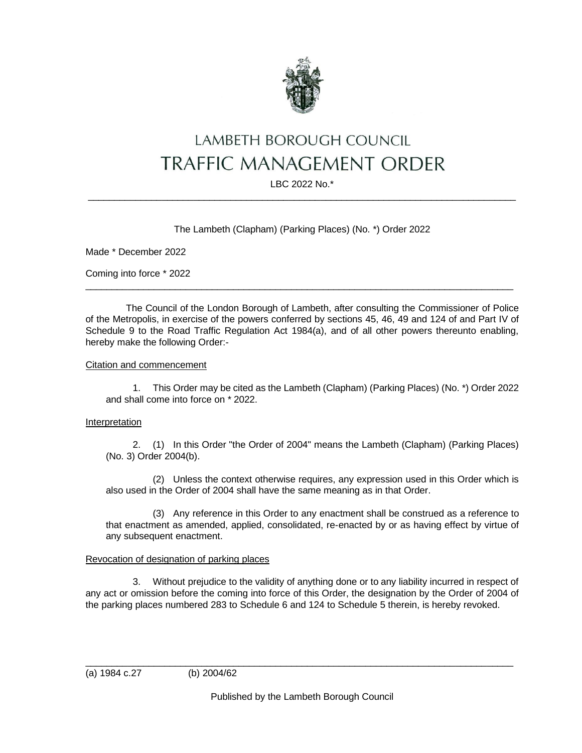# LAMBETH BOROUGH COUNCIL
# TRAFFIC MANAGEMENT ORDER

LBC 2022 No.*

---

The Lambeth (Clapham) (Parking Places) (No. *) Order 2022

Made * December 2022

Coming into force * 2022

---

The Council of the London Borough of Lambeth, after consulting the Commissioner of Police of the Metropolis, in exercise of the powers conferred by sections 45, 46, 49 and 124 of and Part IV of Schedule 9 to the Road Traffic Regulation Act 1984(a), and of all other powers thereunto enabling, hereby make the following Order:-

Citation and commencement

1. This Order may be cited as the Lambeth (Clapham) (Parking Places) (No. *) Order 2022 and shall come into force on * 2022.

Interpretation

2. (1) In this Order "the Order of 2004" means the Lambeth (Clapham) (Parking Places) (No. 3) Order 2004(b).

(2) Unless the context otherwise requires, any expression used in this Order which is also used in the Order of 2004 shall have the same meaning as in that Order.

(3) Any reference in this Order to any enactment shall be construed as a reference to that enactment as amended, applied, consolidated, re-enacted by or as having effect by virtue of any subsequent enactment.

Revocation of designation of parking places

3. Without prejudice to the validity of anything done or to any liability incurred in respect of any act or omission before the coming into force of this Order, the designation by the Order of 2004 of the parking places numbered 283 to Schedule 6 and 124 to Schedule 5 therein, is hereby revoked.

---

(a) 1984 c.27 (b) 2004/62

Published by the Lambeth Borough Council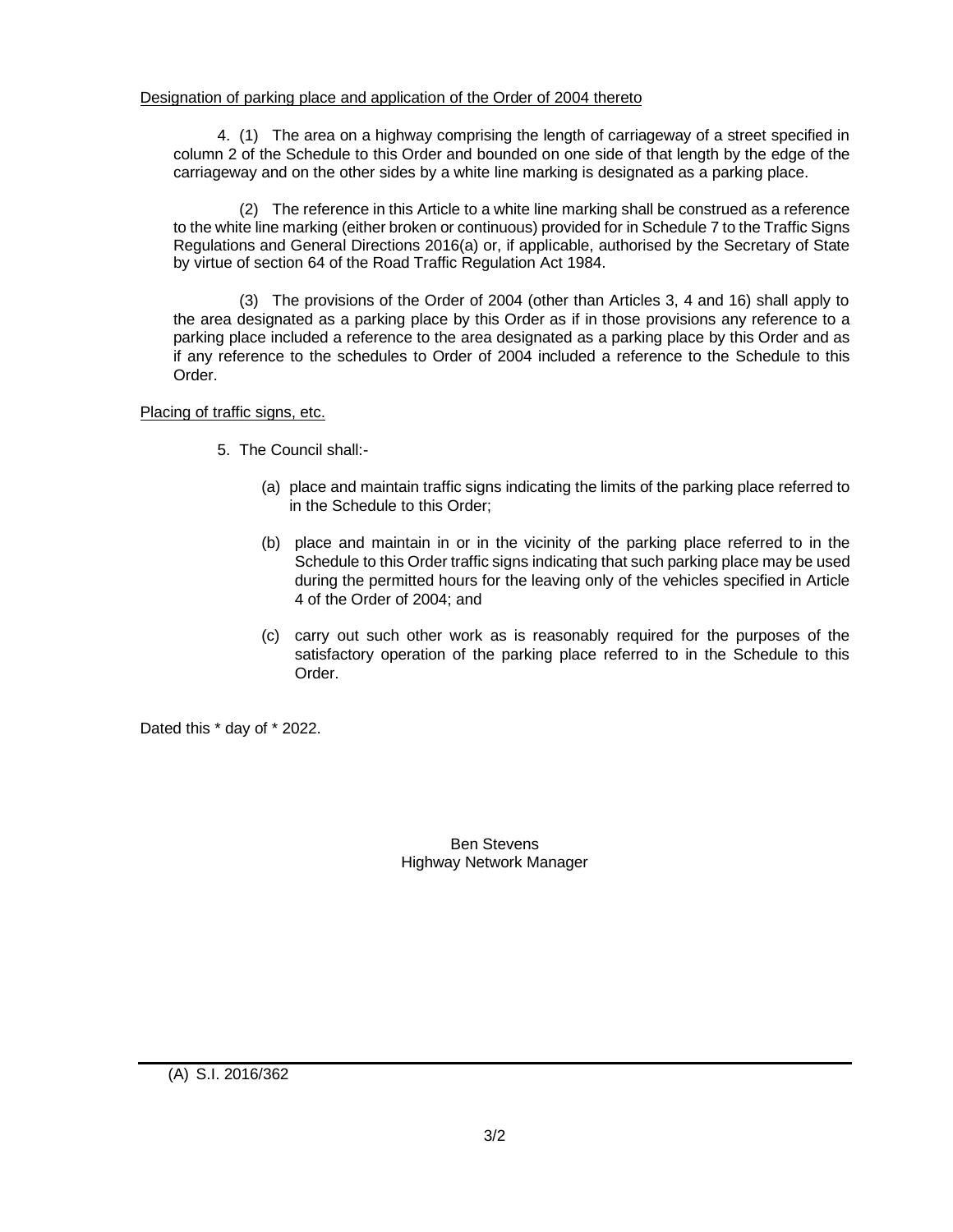Designation of parking place and application of the Order of 2004 thereto

4. (1) The area on a highway comprising the length of carriageway of a street specified in column 2 of the Schedule to this Order and bounded on one side of that length by the edge of the carriageway and on the other sides by a white line marking is designated as a parking place.

(2) The reference in this Article to a white line marking shall be construed as a reference to the white line marking (either broken or continuous) provided for in Schedule 7 to the Traffic Signs Regulations and General Directions 2016(a) or, if applicable, authorised by the Secretary of State by virtue of section 64 of the Road Traffic Regulation Act 1984.

(3) The provisions of the Order of 2004 (other than Articles 3, 4 and 16) shall apply to the area designated as a parking place by this Order as if in those provisions any reference to a parking place included a reference to the area designated as a parking place by this Order and as if any reference to the schedules to Order of 2004 included a reference to the Schedule to this Order.

Placing of traffic signs, etc.

5. The Council shall:-

(a) place and maintain traffic signs indicating the limits of the parking place referred to in the Schedule to this Order;

(b) place and maintain in or in the vicinity of the parking place referred to in the Schedule to this Order traffic signs indicating that such parking place may be used during the permitted hours for the leaving only of the vehicles specified in Article 4 of the Order of 2004; and

(c) carry out such other work as is reasonably required for the purposes of the satisfactory operation of the parking place referred to in the Schedule to this Order.

Dated this * day of * 2022.

Ben Stevens
Highway Network Manager

---

(A) S.I. 2016/362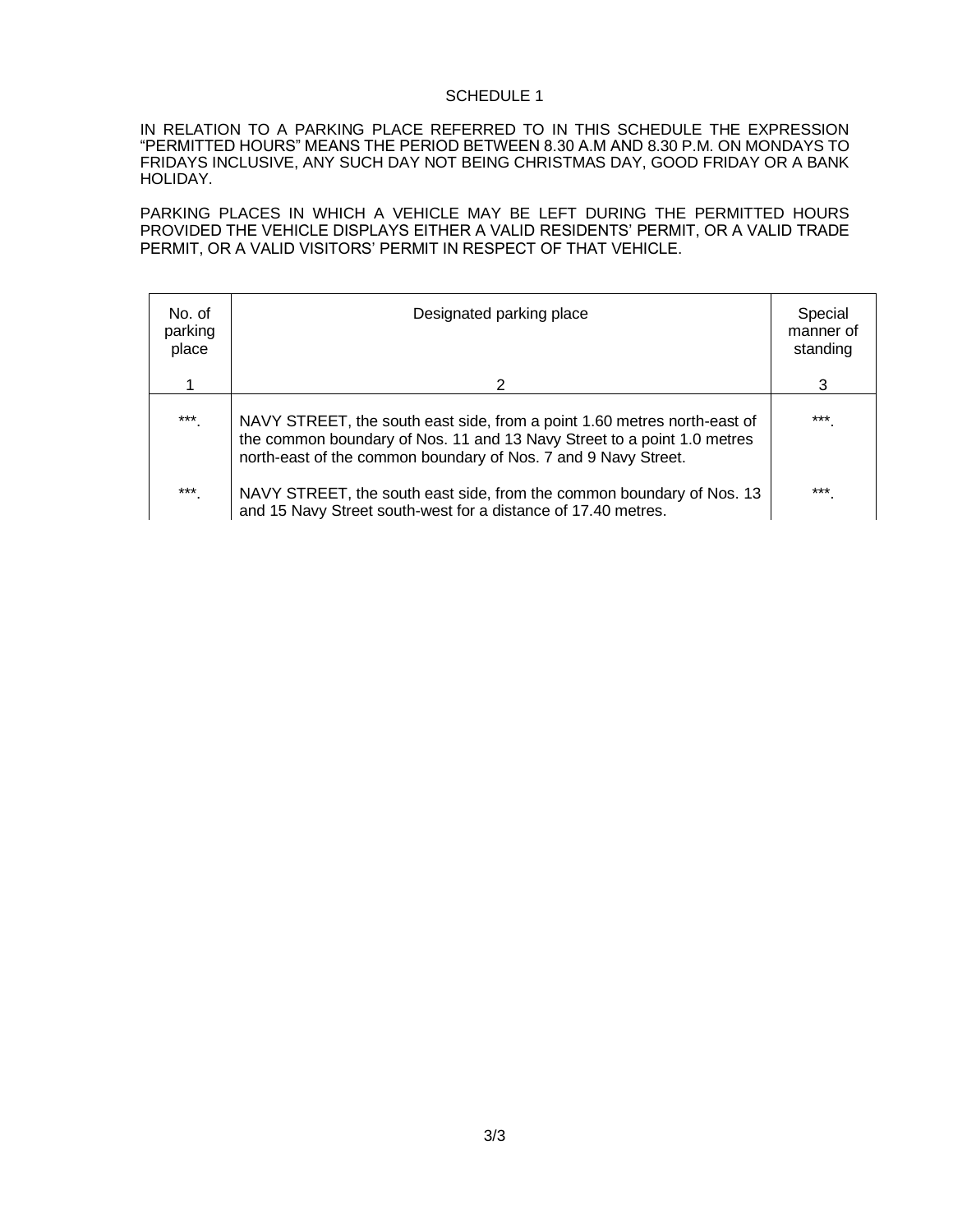SCHEDULE 1

IN RELATION TO A PARKING PLACE REFERRED TO IN THIS SCHEDULE THE EXPRESSION "PERMITTED HOURS" MEANS THE PERIOD BETWEEN 8.30 A.M AND 8.30 P.M. ON MONDAYS TO FRIDAYS INCLUSIVE, ANY SUCH DAY NOT BEING CHRISTMAS DAY, GOOD FRIDAY OR A BANK HOLIDAY.

PARKING PLACES IN WHICH A VEHICLE MAY BE LEFT DURING THE PERMITTED HOURS PROVIDED THE VEHICLE DISPLAYS EITHER A VALID RESIDENTS' PERMIT, OR A VALID TRADE PERMIT, OR A VALID VISITORS' PERMIT IN RESPECT OF THAT VEHICLE.

| No. of parking place | Designated parking place | Special manner of standing |
|---|---|---|
| 1 | 2 | 3 |
| ***. | NAVY STREET, the south east side, from a point 1.60 metres north-east of the common boundary of Nos. 11 and 13 Navy Street to a point 1.0 metres north-east of the common boundary of Nos. 7 and 9 Navy Street. | ***. |
| ***. | NAVY STREET, the south east side, from the common boundary of Nos. 13 and 15 Navy Street south-west for a distance of 17.40 metres. | ***. |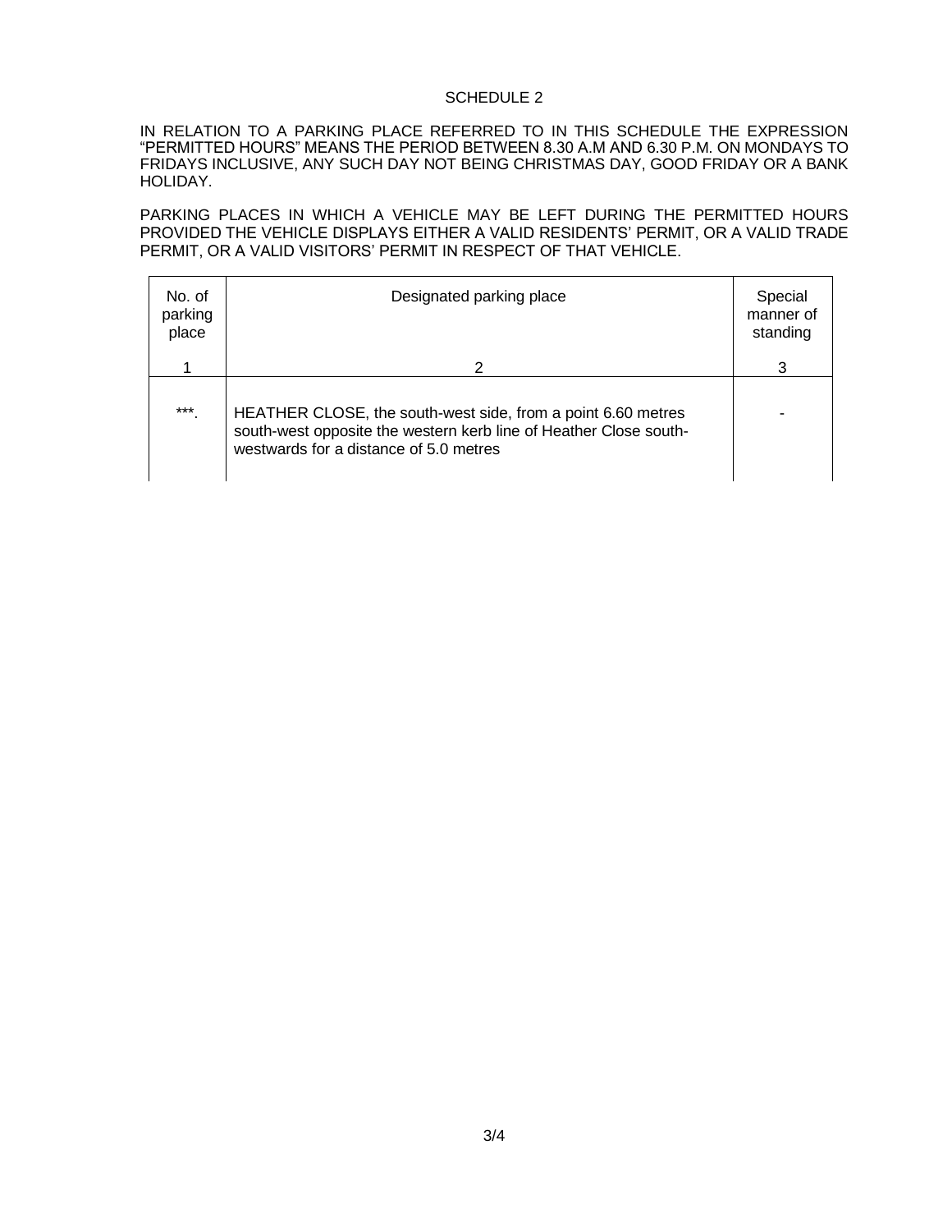SCHEDULE 2

IN RELATION TO A PARKING PLACE REFERRED TO IN THIS SCHEDULE THE EXPRESSION "PERMITTED HOURS" MEANS THE PERIOD BETWEEN 8.30 A.M AND 6.30 P.M. ON MONDAYS TO FRIDAYS INCLUSIVE, ANY SUCH DAY NOT BEING CHRISTMAS DAY, GOOD FRIDAY OR A BANK HOLIDAY.

PARKING PLACES IN WHICH A VEHICLE MAY BE LEFT DURING THE PERMITTED HOURS PROVIDED THE VEHICLE DISPLAYS EITHER A VALID RESIDENTS' PERMIT, OR A VALID TRADE PERMIT, OR A VALID VISITORS' PERMIT IN RESPECT OF THAT VEHICLE.

| No. of parking place<br>1 | Designated parking place<br>2 | Special manner of standing<br>3 |
|---|---|---|
| ***. | HEATHER CLOSE, the south-west side, from a point 6.60 metres south-west opposite the western kerb line of Heather Close south-westwards for a distance of 5.0 metres | - |